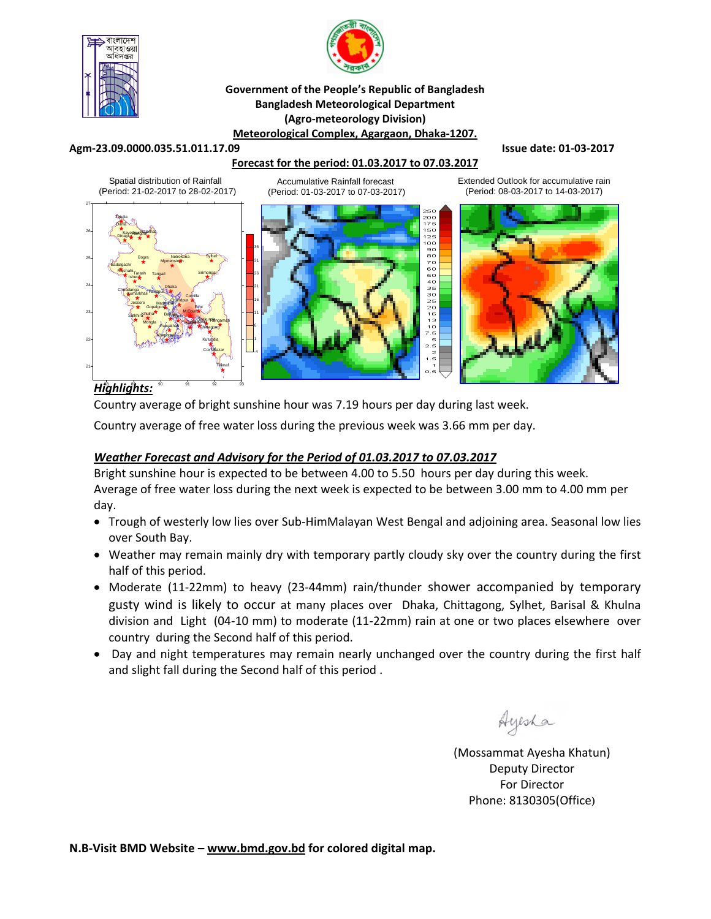**Government of the People's Republic of Bangladesh**
**Bangladesh Meteorological Department**
**(Agro-meteorology Division)**
**Meteorological Complex, Agargaon, Dhaka-1207.**

**Agm-23.09.0000.035.51.011.17.09** **Issue date: 01-03-2017**

**Forecast for the period: 01.03.2017 to 07.03.2017**

Spatial distribution of Rainfall (Period: 21-02-2017 to 28-02-2017)

Accumulative Rainfall forecast (Period: 01-03-2017 to 07-03-2017)

Extended Outlook for accumulative rain (Period: 08-03-2017 to 14-03-2017)

***Highlights:***

Country average of bright sunshine hour was 7.19 hours per day during last week.

Country average of free water loss during the previous week was 3.66 mm per day.

***Weather Forecast and Advisory for the Period of 01.03.2017 to 07.03.2017***

Bright sunshine hour is expected to be between 4.00 to 5.50 hours per day during this week.
Average of free water loss during the next week is expected to be between 3.00 mm to 4.00 mm per day.

- Trough of westerly low lies over Sub-HimMalayan West Bengal and adjoining area. Seasonal low lies over South Bay.
- Weather may remain mainly dry with temporary partly cloudy sky over the country during the first half of this period.
- Moderate (11-22mm) to heavy (23-44mm) rain/thunder shower accompanied by temporary gusty wind is likely to occur at many places over Dhaka, Chittagong, Sylhet, Barisal & Khulna division and Light (04-10 mm) to moderate (11-22mm) rain at one or two places elsewhere over country during the Second half of this period.
- Day and night temperatures may remain nearly unchanged over the country during the first half and slight fall during the Second half of this period .

Ayesha

(Mossammat Ayesha Khatun)
Deputy Director
For Director
Phone: 8130305(Office)

**N.B-Visit BMD Website – www.bmd.gov.bd for colored digital map.**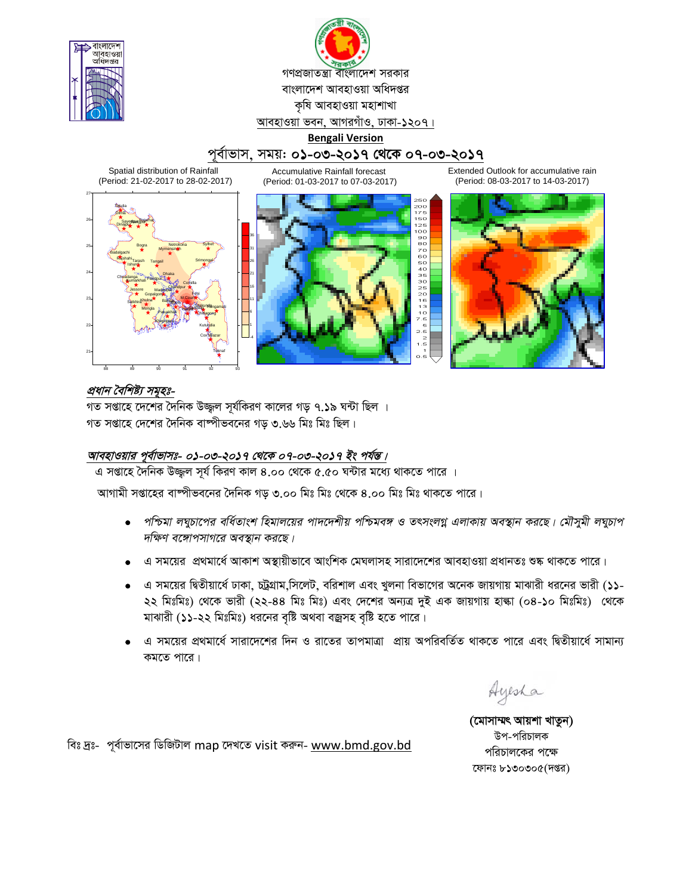গণপ্রজাতন্ত্রী বাংলাদেশ সরকার

বাংলাদেশ আবহাওয়া অধিদপ্তর

কৃষি আবহাওয়া মহাশাখা

আবহাওয়া ভবন, আগরগাঁও, ঢাকা-১২০৭।

**Bengali Version**

## পূর্বাভাস, সময়: ০১-০৩-২০১৭ থেকে ০৭-০৩-২০১৭

| Spatial distribution of Rainfall (Period: 21-02-2017 to 28-02-2017) | Accumulative Rainfall forecast (Period: 01-03-2017 to 07-03-2017) | Extended Outlook for accumulative rain (Period: 08-03-2017 to 14-03-2017) |
| --- | --- | --- |

### *প্রধান বৈশিষ্ট্য সমূহঃ-*

গত সপ্তাহে দেশের দৈনিক উজ্জ্বল সূর্যকিরণ কালের গড় ৭.১৯ ঘন্টা ছিল ।

গত সপ্তাহে দেশের দৈনিক বাষ্পীভবনের গড় ৩.৬৬ মিঃ মিঃ ছিল।

### *আবহাওয়ার পূর্বাভাসঃ- ০১-০৩-২০১৭ থেকে ০৭-০৩-২০১৭ ইং পর্যন্ত।*

এ সপ্তাহে দৈনিক উজ্জ্বল সূর্য কিরণ কাল ৪.০০ থেকে ৫.৫০ ঘন্টার মধ্যে থাকতে পারে ।

আগামী সপ্তাহের বাষ্পীভবনের দৈনিক গড় ৩.০০ মিঃ মিঃ থেকে ৪.০০ মিঃ মিঃ থাকতে পারে।

- *পশ্চিমা লঘুচাপের বর্ধিতাংশ হিমালয়ের পাদদেশীয় পশ্চিমবঙ্গ ও তৎসংলগ্ন এলাকায় অবস্থান করছে। মৌসুমী লঘুচাপ দক্ষিণ বঙ্গোপসাগরে অবস্থান করছে।*
- এ সময়ের প্রথমার্ধে আকাশ অস্থায়ীভাবে আংশিক মেঘলাসহ সারাদেশের আবহাওয়া প্রধানতঃ শুষ্ক থাকতে পারে।
- এ সময়ের দ্বিতীয়ার্ধে ঢাকা, চট্রগ্রাম,সিলেট, বরিশাল এবং খুলনা বিভাগের অনেক জায়গায় মাঝারী ধরনের ভারী (১১-২২ মিঃমিঃ) থেকে ভারী (২২-৪৪ মিঃ মিঃ) এবং দেশের অন্যত্র দুই এক জায়গায় হাল্কা (০৪-১০ মিঃমিঃ) থেকে মাঝারী (১১-২২ মিঃমিঃ) ধরনের বৃষ্টি অথবা বজ্রসহ বৃষ্টি হতে পারে।
- এ সময়ের প্রথমার্ধে সারাদেশের দিন ও রাতের তাপমাত্রা প্রায় অপরিবর্তিত থাকতে পারে এবং দ্বিতীয়ার্ধে সামান্য কমতে পারে।

Ayesha

**(মোসাম্মৎ আয়শা খাতুন)**

উপ-পরিচালক

পরিচালকের পক্ষে

ফোনঃ ৮১৩০৩০৫(দপ্তর)

বিঃ দ্রঃ- পূর্বাভাসের ডিজিটাল map দেখতে visit করুন- www.bmd.gov.bd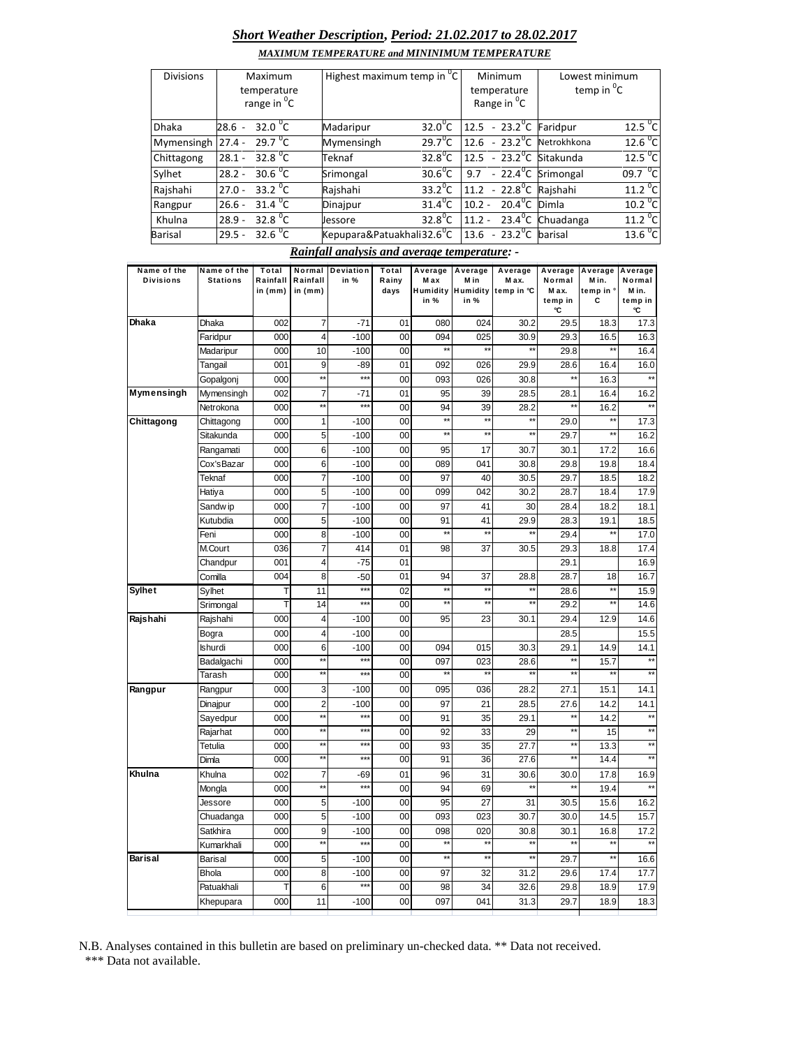## *Short Weather Description, Period: 21.02.2017 to 28.02.2017*

### *MAXIMUM TEMPERATURE and MININIMUM TEMPERATURE*

| Divisions | Maximum temperature range in $^0$C | Highest maximum temp in $^0$C | | Minimum temperature Range in $^0$C | Lowest minimum temp in $^0$C | |
|---|---|---|---|---|---|---|
| Dhaka | 28.6 - 32.0 $^0$C | Madaripur | 32.0$^0$C | 12.5 - 23.2$^0$C | Faridpur | 12.5 $^0$C |
| Mymensingh | 27.4 - 29.7 $^0$C | Mymensingh | 29.7$^0$C | 12.6 - 23.2$^0$C | Netrokhkona | 12.6 $^0$C |
| Chittagong | 28.1 - 32.8 $^0$C | Teknaf | 32.8$^0$C | 12.5 - 23.2$^0$C | Sitakunda | 12.5 $^0$C |
| Sylhet | 28.2 - 30.6 $^0$C | Srimongal | 30.6$^0$C | 9.7 - 22.4$^0$C | Srimongal | 09.7 $^0$C |
| Rajshahi | 27.0 - 33.2 $^0$C | Rajshahi | 33.2$^0$C | 11.2 - 22.8$^0$C | Rajshahi | 11.2 $^0$C |
| Rangpur | 26.6 - 31.4 $^0$C | Dinajpur | 31.4$^0$C | 10.2 - 20.4$^0$C | Dimla | 10.2 $^0$C |
| Khulna | 28.9 - 32.8 $^0$C | Jessore | 32.8$^0$C | 11.2 - 23.4$^0$C | Chuadanga | 11.2 $^0$C |
| Barisal | 29.5 - 32.6 $^0$C | Kepupara&Patuakhali | 32.6$^0$C | 13.6 - 23.2$^0$C | barisal | 13.6 $^0$C |

### *Rainfall analysis and average temperature: -*

| Name of the Divisions | Name of the Stations | Total Rainfall in (mm) | Normal Rainfall in (mm) | Deviation in % | Total Rainy days | Average Max Humidity in % | Average Min Humidity in % | Average Max. temp in ℃ | Average Normal Max. temp in ℃ | Average Min. temp in ° C | Average Normal Min. temp in ℃ |
|---|---|---|---|---|---|---|---|---|---|---|---|
| Dhaka | Dhaka | 002 | 7 | -71 | 01 | 080 | 024 | 30.2 | 29.5 | 18.3 | 17.3 |
| | Faridpur | 000 | 4 | -100 | 00 | 094 | 025 | 30.9 | 29.3 | 16.5 | 16.3 |
| | Madaripur | 000 | 10 | -100 | 00 | ** | ** | ** | 29.8 | ** | 16.4 |
| | Tangail | 001 | 9 | -89 | 01 | 092 | 026 | 29.9 | 28.6 | 16.4 | 16.0 |
| | Gopalgonj | 000 | ** | *** | 00 | 093 | 026 | 30.8 | ** | 16.3 | ** |
| Mymensingh | Mymensingh | 002 | 7 | -71 | 01 | 95 | 39 | 28.5 | 28.1 | 16.4 | 16.2 |
| | Netrokona | 000 | ** | *** | 00 | 94 | 39 | 28.2 | ** | 16.2 | ** |
| Chittagong | Chittagong | 000 | 1 | -100 | 00 | ** | ** | ** | 29.0 | ** | 17.3 |
| | Sitakunda | 000 | 5 | -100 | 00 | ** | ** | ** | 29.7 | ** | 16.2 |
| | Rangamati | 000 | 6 | -100 | 00 | 95 | 17 | 30.7 | 30.1 | 17.2 | 16.6 |
| | Cox'sBazar | 000 | 6 | -100 | 00 | 089 | 041 | 30.8 | 29.8 | 19.8 | 18.4 |
| | Teknaf | 000 | 7 | -100 | 00 | 97 | 40 | 30.5 | 29.7 | 18.5 | 18.2 |
| | Hatiya | 000 | 5 | -100 | 00 | 099 | 042 | 30.2 | 28.7 | 18.4 | 17.9 |
| | Sandwip | 000 | 7 | -100 | 00 | 97 | 41 | 30 | 28.4 | 18.2 | 18.1 |
| | Kutubdia | 000 | 5 | -100 | 00 | 91 | 41 | 29.9 | 28.3 | 19.1 | 18.5 |
| | Feni | 000 | 8 | -100 | 00 | ** | ** | ** | 29.4 | ** | 17.0 |
| | M.Court | 036 | 7 | 414 | 01 | 98 | 37 | 30.5 | 29.3 | 18.8 | 17.4 |
| | Chandpur | 001 | 4 | -75 | 01 | | | | 29.1 | | 16.9 |
| | Comilla | 004 | 8 | -50 | 01 | 94 | 37 | 28.8 | 28.7 | 18 | 16.7 |
| Sylhet | Sylhet | T | 11 | *** | 02 | ** | ** | ** | 28.6 | ** | 15.9 |
| | Srimongal | T | 14 | *** | 00 | ** | ** | ** | 29.2 | ** | 14.6 |
| Rajshahi | Rajshahi | 000 | 4 | -100 | 00 | 95 | 23 | 30.1 | 29.4 | 12.9 | 14.6 |
| | Bogra | 000 | 4 | -100 | 00 | | | | 28.5 | | 15.5 |
| | Ishurdi | 000 | 6 | -100 | 00 | 094 | 015 | 30.3 | 29.1 | 14.9 | 14.1 |
| | Badalgachi | 000 | ** | *** | 00 | 097 | 023 | 28.6 | ** | 15.7 | ** |
| | Tarash | 000 | ** | *** | 00 | ** | ** | ** | ** | ** | ** |
| Rangpur | Rangpur | 000 | 3 | -100 | 00 | 095 | 036 | 28.2 | 27.1 | 15.1 | 14.1 |
| | Dinajpur | 000 | 2 | -100 | 00 | 97 | 21 | 28.5 | 27.6 | 14.2 | 14.1 |
| | Sayedpur | 000 | ** | *** | 00 | 91 | 35 | 29.1 | ** | 14.2 | ** |
| | Rajarhat | 000 | ** | *** | 00 | 92 | 33 | 29 | ** | 15 | ** |
| | Tetulia | 000 | ** | *** | 00 | 93 | 35 | 27.7 | ** | 13.3 | ** |
| | Dimla | 000 | ** | *** | 00 | 91 | 36 | 27.6 | ** | 14.4 | ** |
| Khulna | Khulna | 002 | 7 | -69 | 01 | 96 | 31 | 30.6 | 30.0 | 17.8 | 16.9 |
| | Mongla | 000 | ** | *** | 00 | 94 | 69 | ** | ** | 19.4 | ** |
| | Jessore | 000 | 5 | -100 | 00 | 95 | 27 | 31 | 30.5 | 15.6 | 16.2 |
| | Chuadanga | 000 | 5 | -100 | 00 | 093 | 023 | 30.7 | 30.0 | 14.5 | 15.7 |
| | Satkhira | 000 | 9 | -100 | 00 | 098 | 020 | 30.8 | 30.1 | 16.8 | 17.2 |
| | Kumarkhali | 000 | ** | *** | 00 | ** | ** | ** | ** | ** | ** |
| Barisal | Barisal | 000 | 5 | -100 | 00 | ** | ** | ** | 29.7 | ** | 16.6 |
| | Bhola | 000 | 8 | -100 | 00 | 97 | 32 | 31.2 | 29.6 | 17.4 | 17.7 |
| | Patuakhali | T | 6 | *** | 00 | 98 | 34 | 32.6 | 29.8 | 18.9 | 17.9 |
| | Khepupara | 000 | 11 | -100 | 00 | 097 | 041 | 31.3 | 29.7 | 18.9 | 18.3 |

N.B. Analyses contained in this bulletin are based on preliminary un-checked data. ** Data not received.
*** Data not available.